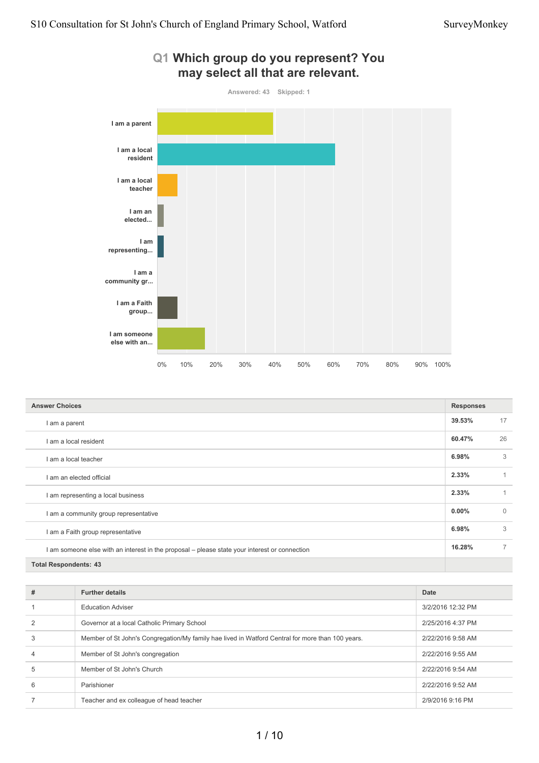## Q1 Which group do you represent? You may select all that are relevant.

Answered: 43 Skipped: 1

| Answer Choices | Responses | |
|---|---|---|
| I am a parent | 39.53% | 17 |
| I am a local resident | 60.47% | 26 |
| I am a local teacher | 6.98% | 3 |
| I am an elected official | 2.33% | 1 |
| I am representing a local business | 2.33% | 1 |
| I am a community group representative | 0.00% | 0 |
| I am a Faith group representative | 6.98% | 3 |
| I am someone else with an interest in the proposal – please state your interest or connection | 16.28% | 7 |
| **Total Respondents: 43** | | |

| # | Further details | Date |
|---|---|---|
| 1 | Education Adviser | 3/2/2016 12:32 PM |
| 2 | Governor at a local Catholic Primary School | 2/25/2016 4:37 PM |
| 3 | Member of St John's Congregation/My family hae lived in Watford Central for more than 100 years. | 2/22/2016 9:58 AM |
| 4 | Member of St John's congregation | 2/22/2016 9:55 AM |
| 5 | Member of St John's Church | 2/22/2016 9:54 AM |
| 6 | Parishioner | 2/22/2016 9:52 AM |
| 7 | Teacher and ex colleague of head teacher | 2/9/2016 9:16 PM |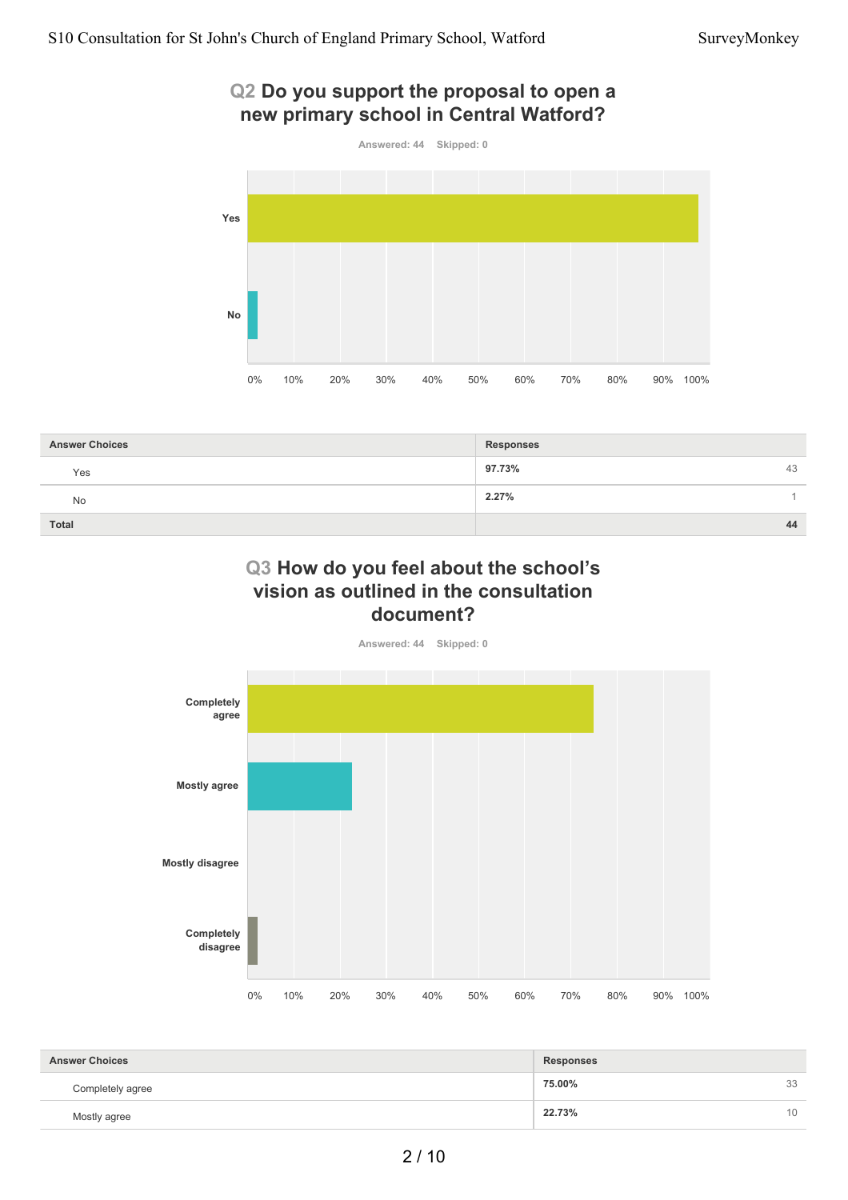## Q2 Do you support the proposal to open a new primary school in Central Watford?

Answered: 44 Skipped: 0

| Answer Choices | Responses | |
|---|---|---|
| Yes | **97.73%** | 43 |
| No | **2.27%** | 1 |
| **Total** | | **44** |

## Q3 How do you feel about the school's vision as outlined in the consultation document?

Answered: 44 Skipped: 0

| Answer Choices | Responses | |
|---|---|---|
| Completely agree | **75.00%** | 33 |
| Mostly agree | **22.73%** | 10 |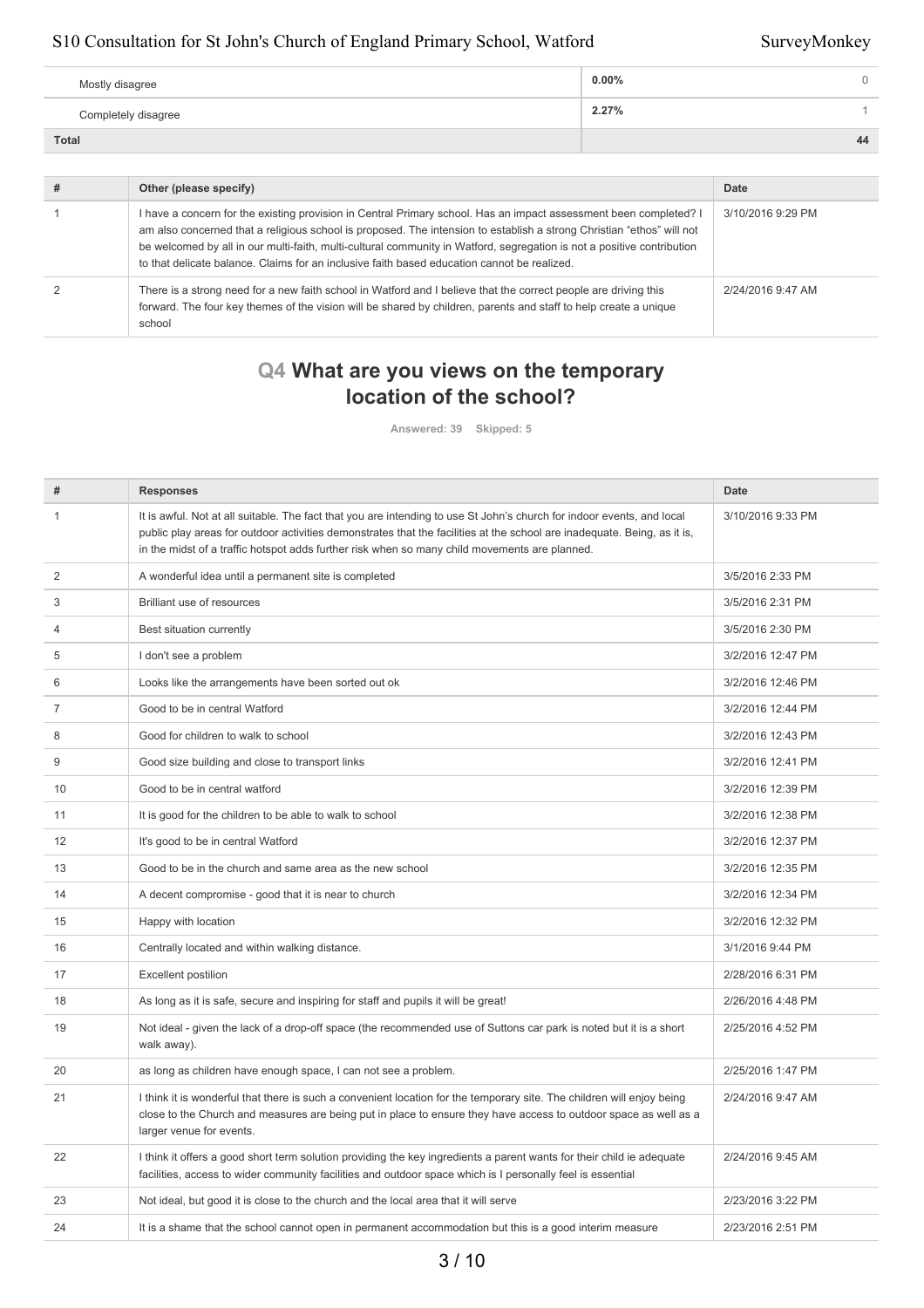| | | |
|---|---|---|
| Mostly disagree | 0.00% | 0 |
| Completely disagree | 2.27% | 1 |
| **Total** | | **44** |

| # | Other (please specify) | Date |
|---|---|---|
| 1 | I have a concern for the existing provision in Central Primary school. Has an impact assessment been completed? I am also concerned that a religious school is proposed. The intension to establish a strong Christian "ethos" will not be welcomed by all in our multi-faith, multi-cultural community in Watford, segregation is not a positive contribution to that delicate balance. Claims for an inclusive faith based education cannot be realized. | 3/10/2016 9:29 PM |
| 2 | There is a strong need for a new faith school in Watford and I believe that the correct people are driving this forward. The four key themes of the vision will be shared by children, parents and staff to help create a unique school | 2/24/2016 9:47 AM |

## Q4 What are you views on the temporary location of the school?

Answered: 39 Skipped: 5

| # | Responses | Date |
|---|---|---|
| 1 | It is awful. Not at all suitable. The fact that you are intending to use St John's church for indoor events, and local public play areas for outdoor activities demonstrates that the facilities at the school are inadequate. Being, as it is, in the midst of a traffic hotspot adds further risk when so many child movements are planned. | 3/10/2016 9:33 PM |
| 2 | A wonderful idea until a permanent site is completed | 3/5/2016 2:33 PM |
| 3 | Brilliant use of resources | 3/5/2016 2:31 PM |
| 4 | Best situation currently | 3/5/2016 2:30 PM |
| 5 | I don't see a problem | 3/2/2016 12:47 PM |
| 6 | Looks like the arrangements have been sorted out ok | 3/2/2016 12:46 PM |
| 7 | Good to be in central Watford | 3/2/2016 12:44 PM |
| 8 | Good for children to walk to school | 3/2/2016 12:43 PM |
| 9 | Good size building and close to transport links | 3/2/2016 12:41 PM |
| 10 | Good to be in central watford | 3/2/2016 12:39 PM |
| 11 | It is good for the children to be able to walk to school | 3/2/2016 12:38 PM |
| 12 | It's good to be in central Watford | 3/2/2016 12:37 PM |
| 13 | Good to be in the church and same area as the new school | 3/2/2016 12:35 PM |
| 14 | A decent compromise - good that it is near to church | 3/2/2016 12:34 PM |
| 15 | Happy with location | 3/2/2016 12:32 PM |
| 16 | Centrally located and within walking distance. | 3/1/2016 9:44 PM |
| 17 | Excellent postilion | 2/28/2016 6:31 PM |
| 18 | As long as it is safe, secure and inspiring for staff and pupils it will be great! | 2/26/2016 4:48 PM |
| 19 | Not ideal - given the lack of a drop-off space (the recommended use of Suttons car park is noted but it is a short walk away). | 2/25/2016 4:52 PM |
| 20 | as long as children have enough space, I can not see a problem. | 2/25/2016 1:47 PM |
| 21 | I think it is wonderful that there is such a convenient location for the temporary site. The children will enjoy being close to the Church and measures are being put in place to ensure they have access to outdoor space as well as a larger venue for events. | 2/24/2016 9:47 AM |
| 22 | I think it offers a good short term solution providing the key ingredients a parent wants for their child ie adequate facilities, access to wider community facilities and outdoor space which is I personally feel is essential | 2/24/2016 9:45 AM |
| 23 | Not ideal, but good it is close to the church and the local area that it will serve | 2/23/2016 3:22 PM |
| 24 | It is a shame that the school cannot open in permanent accommodation but this is a good interim measure | 2/23/2016 2:51 PM |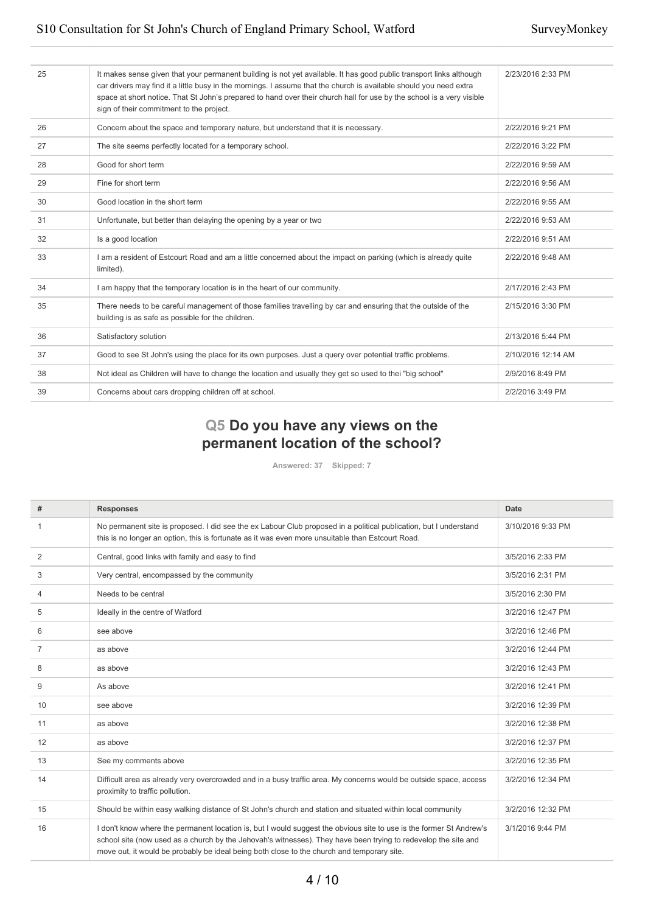| | | |
|---|---|---|
| 25 | It makes sense given that your permanent building is not yet available. It has good public transport links although car drivers may find it a little busy in the mornings. I assume that the church is available should you need extra space at short notice. That St John's prepared to hand over their church hall for use by the school is a very visible sign of their commitment to the project. | 2/23/2016 2:33 PM |
| 26 | Concern about the space and temporary nature, but understand that it is necessary. | 2/22/2016 9:21 PM |
| 27 | The site seems perfectly located for a temporary school. | 2/22/2016 3:22 PM |
| 28 | Good for short term | 2/22/2016 9:59 AM |
| 29 | Fine for short term | 2/22/2016 9:56 AM |
| 30 | Good location in the short term | 2/22/2016 9:55 AM |
| 31 | Unfortunate, but better than delaying the opening by a year or two | 2/22/2016 9:53 AM |
| 32 | Is a good location | 2/22/2016 9:51 AM |
| 33 | I am a resident of Estcourt Road and am a little concerned about the impact on parking (which is already quite limited). | 2/22/2016 9:48 AM |
| 34 | I am happy that the temporary location is in the heart of our community. | 2/17/2016 2:43 PM |
| 35 | There needs to be careful management of those families travelling by car and ensuring that the outside of the building is as safe as possible for the children. | 2/15/2016 3:30 PM |
| 36 | Satisfactory solution | 2/13/2016 5:44 PM |
| 37 | Good to see St John's using the place for its own purposes. Just a query over potential traffic problems. | 2/10/2016 12:14 AM |
| 38 | Not ideal as Children will have to change the location and usually they get so used to thei "big school" | 2/9/2016 8:49 PM |
| 39 | Concerns about cars dropping children off at school. | 2/2/2016 3:49 PM |

## Q5 Do you have any views on the permanent location of the school?

Answered: 37 Skipped: 7

| # | Responses | Date |
|---|---|---|
| 1 | No permanent site is proposed. I did see the ex Labour Club proposed in a political publication, but I understand this is no longer an option, this is fortunate as it was even more unsuitable than Estcourt Road. | 3/10/2016 9:33 PM |
| 2 | Central, good links with family and easy to find | 3/5/2016 2:33 PM |
| 3 | Very central, encompassed by the community | 3/5/2016 2:31 PM |
| 4 | Needs to be central | 3/5/2016 2:30 PM |
| 5 | Ideally in the centre of Watford | 3/2/2016 12:47 PM |
| 6 | see above | 3/2/2016 12:46 PM |
| 7 | as above | 3/2/2016 12:44 PM |
| 8 | as above | 3/2/2016 12:43 PM |
| 9 | As above | 3/2/2016 12:41 PM |
| 10 | see above | 3/2/2016 12:39 PM |
| 11 | as above | 3/2/2016 12:38 PM |
| 12 | as above | 3/2/2016 12:37 PM |
| 13 | See my comments above | 3/2/2016 12:35 PM |
| 14 | Difficult area as already very overcrowded and in a busy traffic area. My concerns would be outside space, access proximity to traffic pollution. | 3/2/2016 12:34 PM |
| 15 | Should be within easy walking distance of St John's church and station and situated within local community | 3/2/2016 12:32 PM |
| 16 | I don't know where the permanent location is, but I would suggest the obvious site to use is the former St Andrew's school site (now used as a church by the Jehovah's witnesses). They have been trying to redevelop the site and move out, it would be probably be ideal being both close to the church and temporary site. | 3/1/2016 9:44 PM |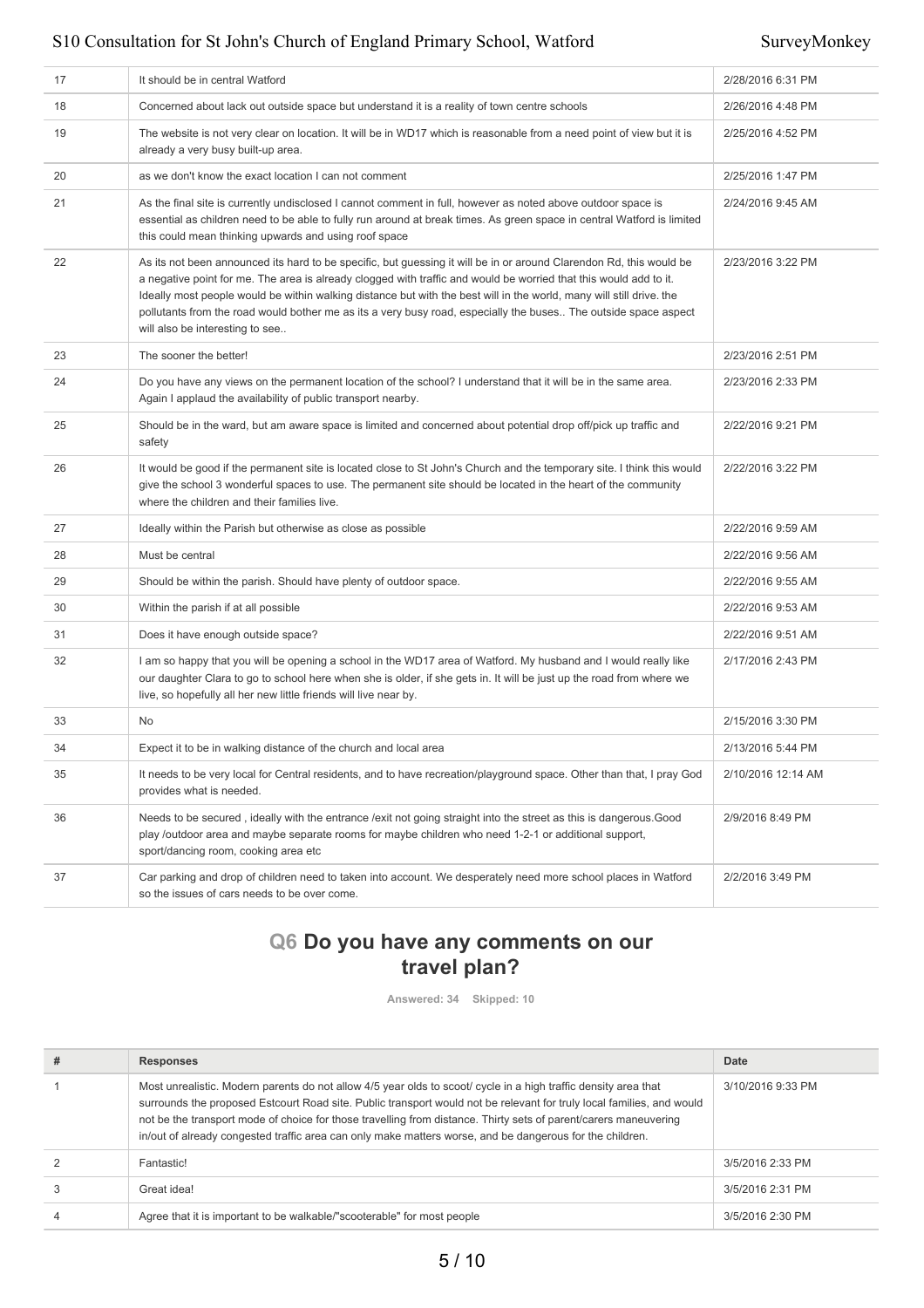| | | |
|---|---|---|
| 17 | It should be in central Watford | 2/28/2016 6:31 PM |
| 18 | Concerned about lack out outside space but understand it is a reality of town centre schools | 2/26/2016 4:48 PM |
| 19 | The website is not very clear on location. It will be in WD17 which is reasonable from a need point of view but it is already a very busy built-up area. | 2/25/2016 4:52 PM |
| 20 | as we don't know the exact location I can not comment | 2/25/2016 1:47 PM |
| 21 | As the final site is currently undisclosed I cannot comment in full, however as noted above outdoor space is essential as children need to be able to fully run around at break times. As green space in central Watford is limited this could mean thinking upwards and using roof space | 2/24/2016 9:45 AM |
| 22 | As its not been announced its hard to be specific, but guessing it will be in or around Clarendon Rd, this would be a negative point for me. The area is already clogged with traffic and would be worried that this would add to it. Ideally most people would be within walking distance but with the best will in the world, many will still drive. the pollutants from the road would bother me as its a very busy road, especially the buses.. The outside space aspect will also be interesting to see.. | 2/23/2016 3:22 PM |
| 23 | The sooner the better! | 2/23/2016 2:51 PM |
| 24 | Do you have any views on the permanent location of the school? I understand that it will be in the same area. Again I applaud the availability of public transport nearby. | 2/23/2016 2:33 PM |
| 25 | Should be in the ward, but am aware space is limited and concerned about potential drop off/pick up traffic and safety | 2/22/2016 9:21 PM |
| 26 | It would be good if the permanent site is located close to St John's Church and the temporary site. I think this would give the school 3 wonderful spaces to use. The permanent site should be located in the heart of the community where the children and their families live. | 2/22/2016 3:22 PM |
| 27 | Ideally within the Parish but otherwise as close as possible | 2/22/2016 9:59 AM |
| 28 | Must be central | 2/22/2016 9:56 AM |
| 29 | Should be within the parish. Should have plenty of outdoor space. | 2/22/2016 9:55 AM |
| 30 | Within the parish if at all possible | 2/22/2016 9:53 AM |
| 31 | Does it have enough outside space? | 2/22/2016 9:51 AM |
| 32 | I am so happy that you will be opening a school in the WD17 area of Watford. My husband and I would really like our daughter Clara to go to school here when she is older, if she gets in. It will be just up the road from where we live, so hopefully all her new little friends will live near by. | 2/17/2016 2:43 PM |
| 33 | No | 2/15/2016 3:30 PM |
| 34 | Expect it to be in walking distance of the church and local area | 2/13/2016 5:44 PM |
| 35 | It needs to be very local for Central residents, and to have recreation/playground space. Other than that, I pray God provides what is needed. | 2/10/2016 12:14 AM |
| 36 | Needs to be secured , ideally with the entrance /exit not going straight into the street as this is dangerous.Good play /outdoor area and maybe separate rooms for maybe children who need 1-2-1 or additional support, sport/dancing room, cooking area etc | 2/9/2016 8:49 PM |
| 37 | Car parking and drop of children need to taken into account. We desperately need more school places in Watford so the issues of cars needs to be over come. | 2/2/2016 3:49 PM |

## Q6 Do you have any comments on our travel plan?

**Answered: 34 Skipped: 10**

| # | Responses | Date |
|---|---|---|
| 1 | Most unrealistic. Modern parents do not allow 4/5 year olds to scoot/ cycle in a high traffic density area that surrounds the proposed Estcourt Road site. Public transport would not be relevant for truly local families, and would not be the transport mode of choice for those travelling from distance. Thirty sets of parent/carers maneuvering in/out of already congested traffic area can only make matters worse, and be dangerous for the children. | 3/10/2016 9:33 PM |
| 2 | Fantastic! | 3/5/2016 2:33 PM |
| 3 | Great idea! | 3/5/2016 2:31 PM |
| 4 | Agree that it is important to be walkable/"scooterable" for most people | 3/5/2016 2:30 PM |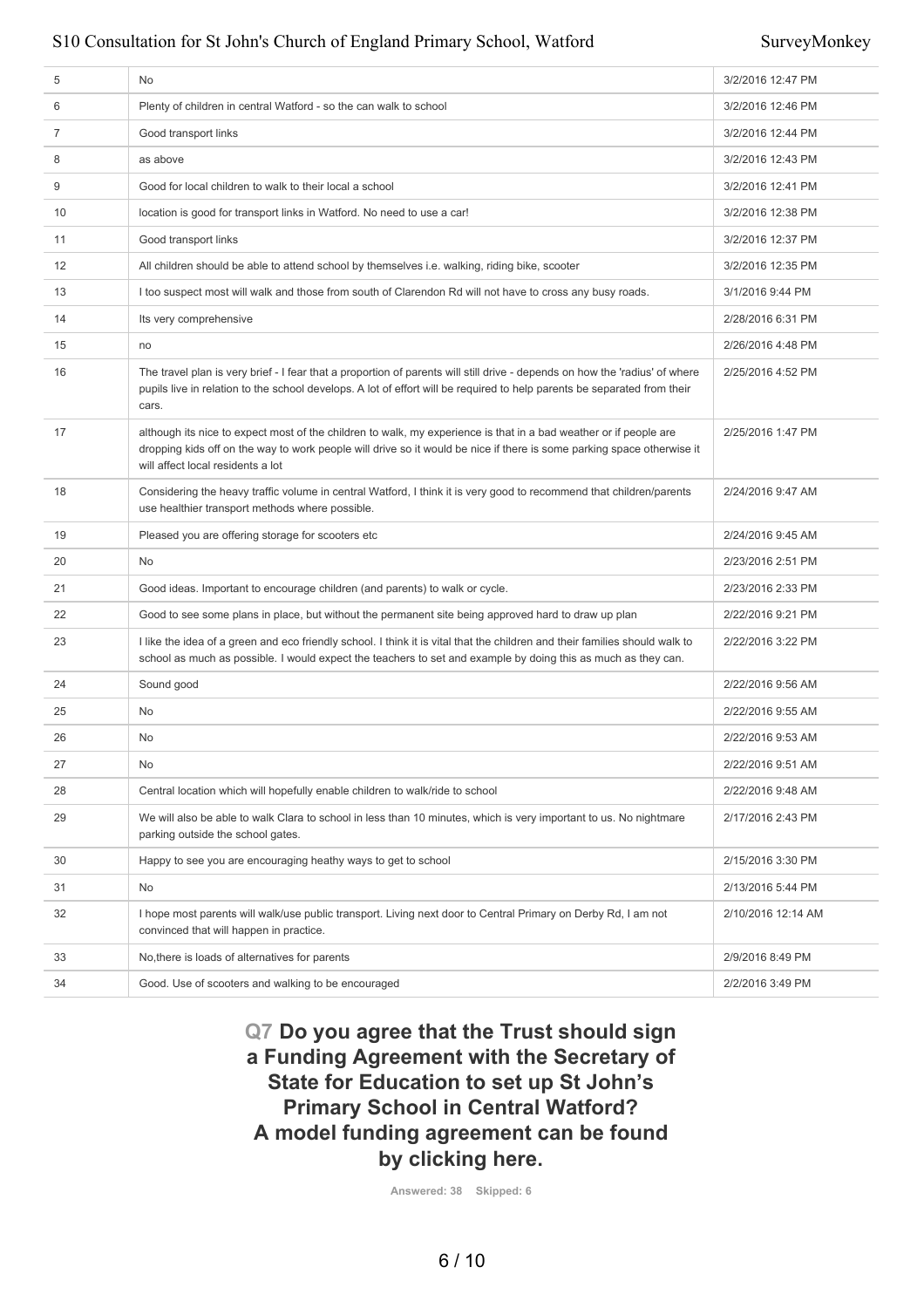| | | |
|---|---|---|
| 5 | No | 3/2/2016 12:47 PM |
| 6 | Plenty of children in central Watford - so the can walk to school | 3/2/2016 12:46 PM |
| 7 | Good transport links | 3/2/2016 12:44 PM |
| 8 | as above | 3/2/2016 12:43 PM |
| 9 | Good for local children to walk to their local a school | 3/2/2016 12:41 PM |
| 10 | location is good for transport links in Watford. No need to use a car! | 3/2/2016 12:38 PM |
| 11 | Good transport links | 3/2/2016 12:37 PM |
| 12 | All children should be able to attend school by themselves i.e. walking, riding bike, scooter | 3/2/2016 12:35 PM |
| 13 | I too suspect most will walk and those from south of Clarendon Rd will not have to cross any busy roads. | 3/1/2016 9:44 PM |
| 14 | Its very comprehensive | 2/28/2016 6:31 PM |
| 15 | no | 2/26/2016 4:48 PM |
| 16 | The travel plan is very brief - I fear that a proportion of parents will still drive - depends on how the 'radius' of where pupils live in relation to the school develops. A lot of effort will be required to help parents be separated from their cars. | 2/25/2016 4:52 PM |
| 17 | although its nice to expect most of the children to walk, my experience is that in a bad weather or if people are dropping kids off on the way to work people will drive so it would be nice if there is some parking space otherwise it will affect local residents a lot | 2/25/2016 1:47 PM |
| 18 | Considering the heavy traffic volume in central Watford, I think it is very good to recommend that children/parents use healthier transport methods where possible. | 2/24/2016 9:47 AM |
| 19 | Pleased you are offering storage for scooters etc | 2/24/2016 9:45 AM |
| 20 | No | 2/23/2016 2:51 PM |
| 21 | Good ideas. Important to encourage children (and parents) to walk or cycle. | 2/23/2016 2:33 PM |
| 22 | Good to see some plans in place, but without the permanent site being approved hard to draw up plan | 2/22/2016 9:21 PM |
| 23 | I like the idea of a green and eco friendly school. I think it is vital that the children and their families should walk to school as much as possible. I would expect the teachers to set and example by doing this as much as they can. | 2/22/2016 3:22 PM |
| 24 | Sound good | 2/22/2016 9:56 AM |
| 25 | No | 2/22/2016 9:55 AM |
| 26 | No | 2/22/2016 9:53 AM |
| 27 | No | 2/22/2016 9:51 AM |
| 28 | Central location which will hopefully enable children to walk/ride to school | 2/22/2016 9:48 AM |
| 29 | We will also be able to walk Clara to school in less than 10 minutes, which is very important to us. No nightmare parking outside the school gates. | 2/17/2016 2:43 PM |
| 30 | Happy to see you are encouraging heathy ways to get to school | 2/15/2016 3:30 PM |
| 31 | No | 2/13/2016 5:44 PM |
| 32 | I hope most parents will walk/use public transport. Living next door to Central Primary on Derby Rd, I am not convinced that will happen in practice. | 2/10/2016 12:14 AM |
| 33 | No,there is loads of alternatives for parents | 2/9/2016 8:49 PM |
| 34 | Good. Use of scooters and walking to be encouraged | 2/2/2016 3:49 PM |

## Q7 Do you agree that the Trust should sign a Funding Agreement with the Secretary of State for Education to set up St John's Primary School in Central Watford? A model funding agreement can be found by clicking here.

Answered: 38 Skipped: 6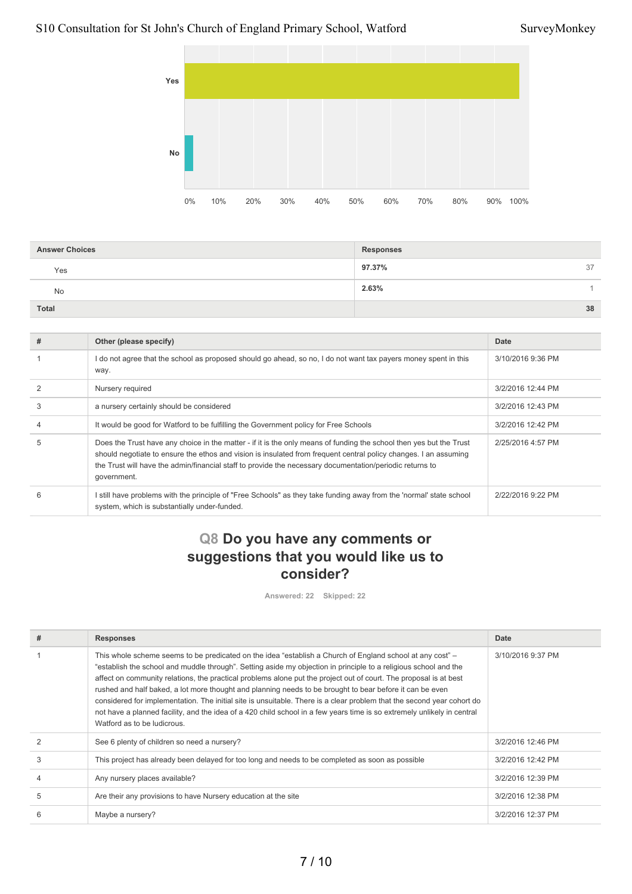| Answer Choices | Responses | |
|---|---|---|
| Yes | 97.37% | 37 |
| No | 2.63% | 1 |
| **Total** | | **38** |

| # | Other (please specify) | Date |
|---|---|---|
| 1 | I do not agree that the school as proposed should go ahead, so no, I do not want tax payers money spent in this way. | 3/10/2016 9:36 PM |
| 2 | Nursery required | 3/2/2016 12:44 PM |
| 3 | a nursery certainly should be considered | 3/2/2016 12:43 PM |
| 4 | It would be good for Watford to be fulfilling the Government policy for Free Schools | 3/2/2016 12:42 PM |
| 5 | Does the Trust have any choice in the matter - if it is the only means of funding the school then yes but the Trust should negotiate to ensure the ethos and vision is insulated from frequent central policy changes. I an assuming the Trust will have the admin/financial staff to provide the necessary documentation/periodic returns to government. | 2/25/2016 4:57 PM |
| 6 | I still have problems with the principle of "Free Schools" as they take funding away from the 'normal' state school system, which is substantially under-funded. | 2/22/2016 9:22 PM |

## Q8 Do you have any comments or suggestions that you would like us to consider?

Answered: 22 Skipped: 22

| # | Responses | Date |
|---|---|---|
| 1 | This whole scheme seems to be predicated on the idea “establish a Church of England school at any cost” – “establish the school and muddle through”. Setting aside my objection in principle to a religious school and the affect on community relations, the practical problems alone put the project out of court. The proposal is at best rushed and half baked, a lot more thought and planning needs to be brought to bear before it can be even considered for implementation. The initial site is unsuitable. There is a clear problem that the second year cohort do not have a planned facility, and the idea of a 420 child school in a few years time is so extremely unlikely in central Watford as to be ludicrous. | 3/10/2016 9:37 PM |
| 2 | See 6 plenty of children so need a nursery? | 3/2/2016 12:46 PM |
| 3 | This project has already been delayed for too long and needs to be completed as soon as possible | 3/2/2016 12:42 PM |
| 4 | Any nursery places available? | 3/2/2016 12:39 PM |
| 5 | Are their any provisions to have Nursery education at the site | 3/2/2016 12:38 PM |
| 6 | Maybe a nursery? | 3/2/2016 12:37 PM |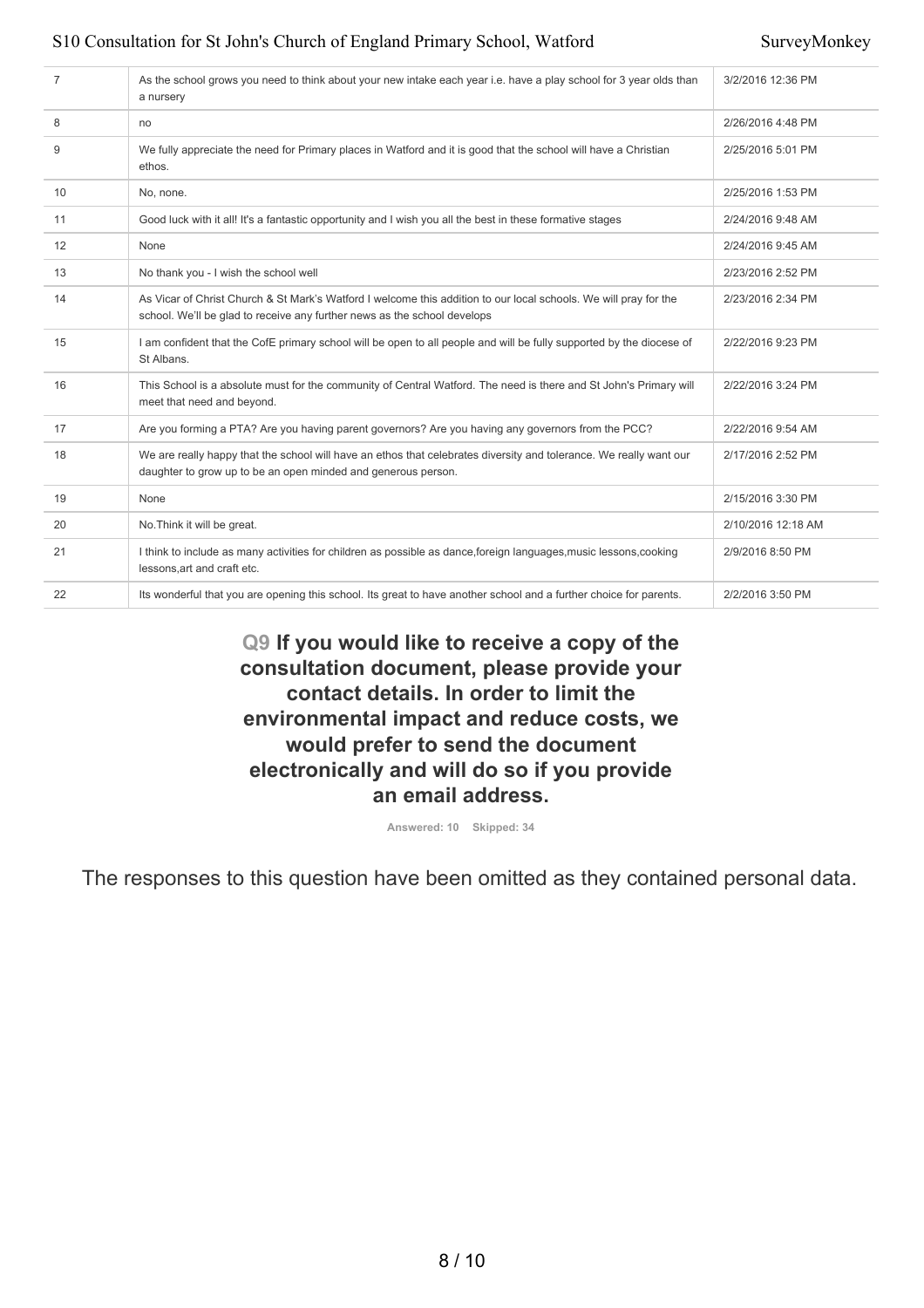| | | |
|---|---|---|
| 7 | As the school grows you need to think about your new intake each year i.e. have a play school for 3 year olds than a nursery | 3/2/2016 12:36 PM |
| 8 | no | 2/26/2016 4:48 PM |
| 9 | We fully appreciate the need for Primary places in Watford and it is good that the school will have a Christian ethos. | 2/25/2016 5:01 PM |
| 10 | No, none. | 2/25/2016 1:53 PM |
| 11 | Good luck with it all! It's a fantastic opportunity and I wish you all the best in these formative stages | 2/24/2016 9:48 AM |
| 12 | None | 2/24/2016 9:45 AM |
| 13 | No thank you - I wish the school well | 2/23/2016 2:52 PM |
| 14 | As Vicar of Christ Church & St Mark's Watford I welcome this addition to our local schools. We will pray for the school. We'll be glad to receive any further news as the school develops | 2/23/2016 2:34 PM |
| 15 | I am confident that the CofE primary school will be open to all people and will be fully supported by the diocese of St Albans. | 2/22/2016 9:23 PM |
| 16 | This School is a absolute must for the community of Central Watford. The need is there and St John's Primary will meet that need and beyond. | 2/22/2016 3:24 PM |
| 17 | Are you forming a PTA? Are you having parent governors? Are you having any governors from the PCC? | 2/22/2016 9:54 AM |
| 18 | We are really happy that the school will have an ethos that celebrates diversity and tolerance. We really want our daughter to grow up to be an open minded and generous person. | 2/17/2016 2:52 PM |
| 19 | None | 2/15/2016 3:30 PM |
| 20 | No.Think it will be great. | 2/10/2016 12:18 AM |
| 21 | I think to include as many activities for children as possible as dance,foreign languages,music lessons,cooking lessons,art and craft etc. | 2/9/2016 8:50 PM |
| 22 | Its wonderful that you are opening this school. Its great to have another school and a further choice for parents. | 2/2/2016 3:50 PM |

## Q9 If you would like to receive a copy of the consultation document, please provide your contact details. In order to limit the environmental impact and reduce costs, we would prefer to send the document electronically and will do so if you provide an email address.

Answered: 10 Skipped: 34

The responses to this question have been omitted as they contained personal data.